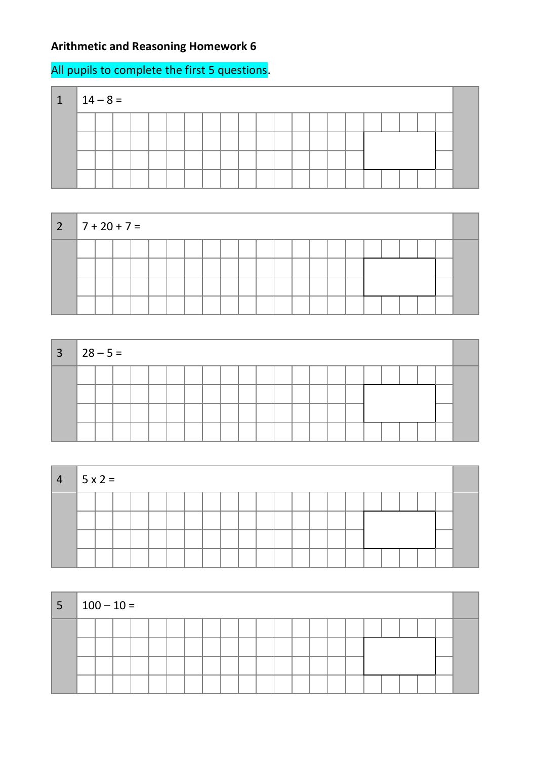**Arithmetic and Reasoning Homework 6**

All pupils to complete the first 5 questions.

1. $14 - 8 =$

2. $7 + 20 + 7 =$

3. $28 - 5 =$

4. $5 \times 2 =$

5. $100 - 10 =$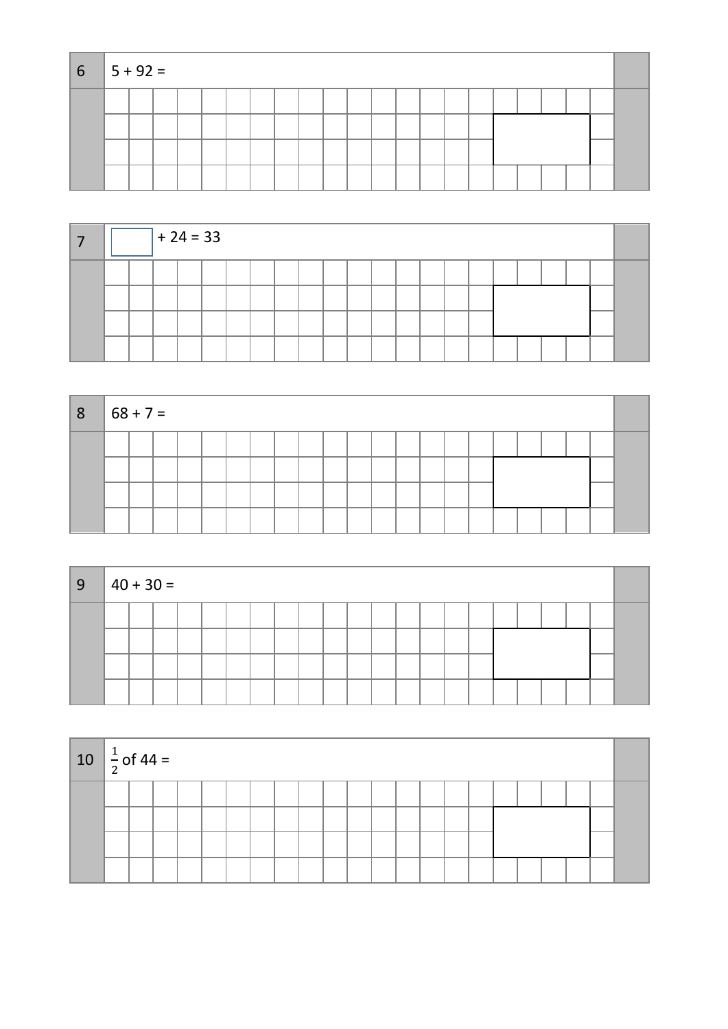6 $5 + 92 =$

7 ☐ $+ 24 = 33$

8 $68 + 7 =$

9 $40 + 30 =$

10 $\frac{1}{2}$ of $44 =$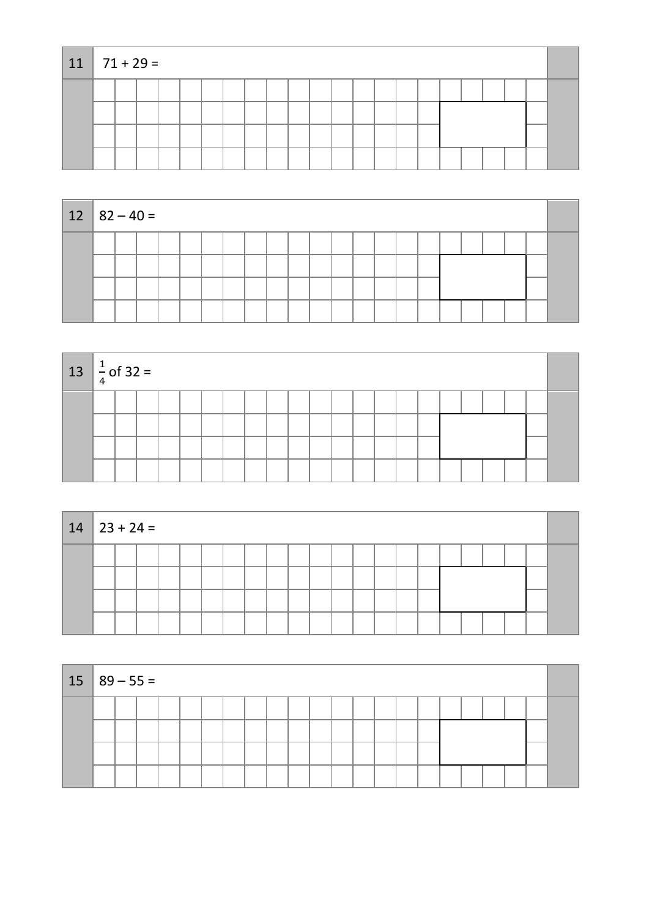**11** $71 + 29 =$

**12** $82 - 40 =$

**13** $\frac{1}{4}$ of $32 =$

**14** $23 + 24 =$

**15** $89 - 55 =$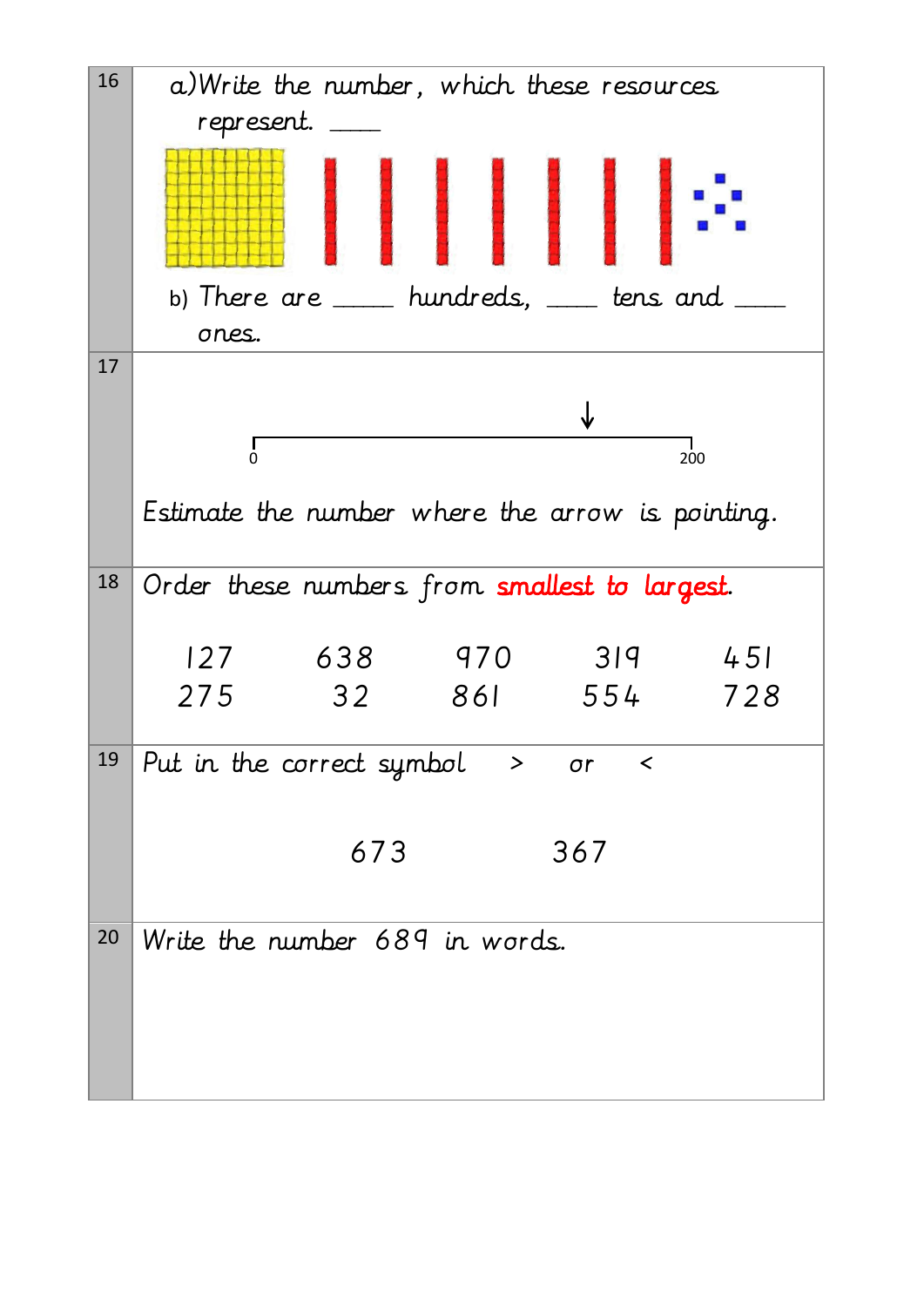| | |
|---|---|
| 16 | a) Write the number, which these resources represent. \_\_\_\_ <br><br> b) There are \_\_\_\_ hundreds, \_\_\_\_ tens and \_\_\_\_ ones. |
| 17 | 0 ——————————— 200 <br><br> Estimate the number where the arrow is pointing. |
| 18 | Order these numbers from **smallest to largest**. <br><br> 127 638 970 319 451 <br> 275 32 861 554 728 |
| 19 | Put in the correct symbol > or < <br><br> 673 367 |
| 20 | Write the number 689 in words. |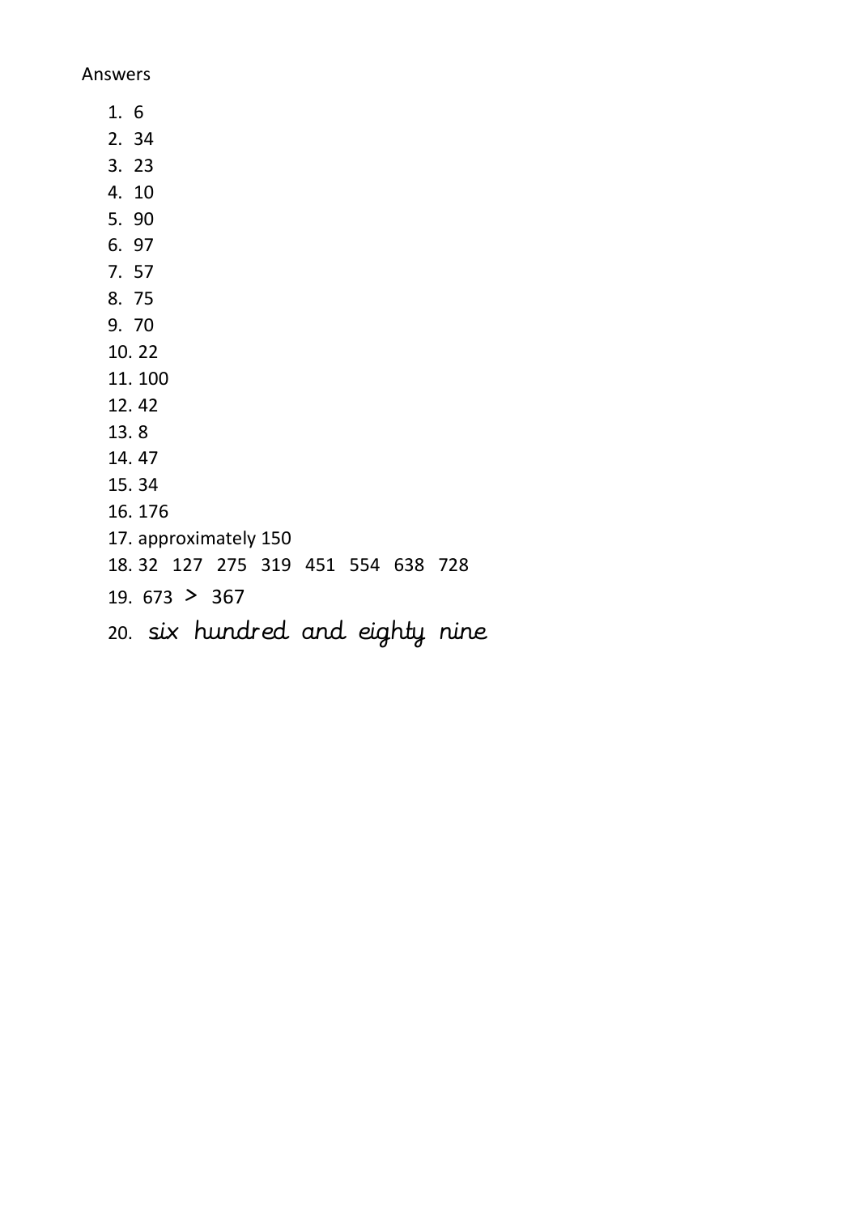Answers

1. 6
2. 34
3. 23
4. 10
5. 90
6. 97
7. 57
8. 75
9. 70
10. 22
11. 100
12. 42
13. 8
14. 47
15. 34
16. 176
17. approximately 150
18. 32 127 275 319 451 554 638 728
19. 673 > 367
20. six hundred and eighty nine